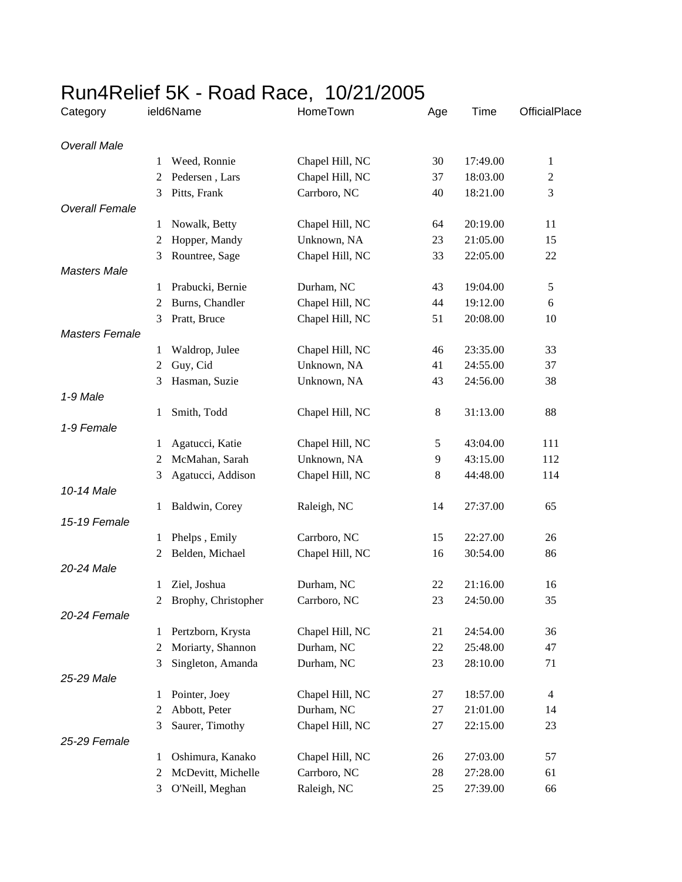# Run4Relief 5K - Road Race, 10/21/2005

| Category | ield6 | Name | HomeTown | Age | Time | OfficialPlace |
|---|---|---|---|---|---|---|
| *Overall Male* | | | | | | |
| | 1 | Weed, Ronnie | Chapel Hill, NC | 30 | 17:49.00 | 1 |
| | 2 | Pedersen , Lars | Chapel Hill, NC | 37 | 18:03.00 | 2 |
| | 3 | Pitts, Frank | Carrboro, NC | 40 | 18:21.00 | 3 |
| *Overall Female* | | | | | | |
| | 1 | Nowalk, Betty | Chapel Hill, NC | 64 | 20:19.00 | 11 |
| | 2 | Hopper, Mandy | Unknown, NA | 23 | 21:05.00 | 15 |
| | 3 | Rountree, Sage | Chapel Hill, NC | 33 | 22:05.00 | 22 |
| *Masters Male* | | | | | | |
| | 1 | Prabucki, Bernie | Durham, NC | 43 | 19:04.00 | 5 |
| | 2 | Burns, Chandler | Chapel Hill, NC | 44 | 19:12.00 | 6 |
| | 3 | Pratt, Bruce | Chapel Hill, NC | 51 | 20:08.00 | 10 |
| *Masters Female* | | | | | | |
| | 1 | Waldrop, Julee | Chapel Hill, NC | 46 | 23:35.00 | 33 |
| | 2 | Guy, Cid | Unknown, NA | 41 | 24:55.00 | 37 |
| | 3 | Hasman, Suzie | Unknown, NA | 43 | 24:56.00 | 38 |
| *1-9 Male* | | | | | | |
| | 1 | Smith, Todd | Chapel Hill, NC | 8 | 31:13.00 | 88 |
| *1-9 Female* | | | | | | |
| | 1 | Agatucci, Katie | Chapel Hill, NC | 5 | 43:04.00 | 111 |
| | 2 | McMahan, Sarah | Unknown, NA | 9 | 43:15.00 | 112 |
| | 3 | Agatucci, Addison | Chapel Hill, NC | 8 | 44:48.00 | 114 |
| *10-14 Male* | | | | | | |
| | 1 | Baldwin, Corey | Raleigh, NC | 14 | 27:37.00 | 65 |
| *15-19 Female* | | | | | | |
| | 1 | Phelps , Emily | Carrboro, NC | 15 | 22:27.00 | 26 |
| | 2 | Belden, Michael | Chapel Hill, NC | 16 | 30:54.00 | 86 |
| *20-24 Male* | | | | | | |
| | 1 | Ziel, Joshua | Durham, NC | 22 | 21:16.00 | 16 |
| | 2 | Brophy, Christopher | Carrboro, NC | 23 | 24:50.00 | 35 |
| *20-24 Female* | | | | | | |
| | 1 | Pertzborn, Krysta | Chapel Hill, NC | 21 | 24:54.00 | 36 |
| | 2 | Moriarty, Shannon | Durham, NC | 22 | 25:48.00 | 47 |
| | 3 | Singleton, Amanda | Durham, NC | 23 | 28:10.00 | 71 |
| *25-29 Male* | | | | | | |
| | 1 | Pointer, Joey | Chapel Hill, NC | 27 | 18:57.00 | 4 |
| | 2 | Abbott, Peter | Durham, NC | 27 | 21:01.00 | 14 |
| | 3 | Saurer, Timothy | Chapel Hill, NC | 27 | 22:15.00 | 23 |
| *25-29 Female* | | | | | | |
| | 1 | Oshimura, Kanako | Chapel Hill, NC | 26 | 27:03.00 | 57 |
| | 2 | McDevitt, Michelle | Carrboro, NC | 28 | 27:28.00 | 61 |
| | 3 | O'Neill, Meghan | Raleigh, NC | 25 | 27:39.00 | 66 |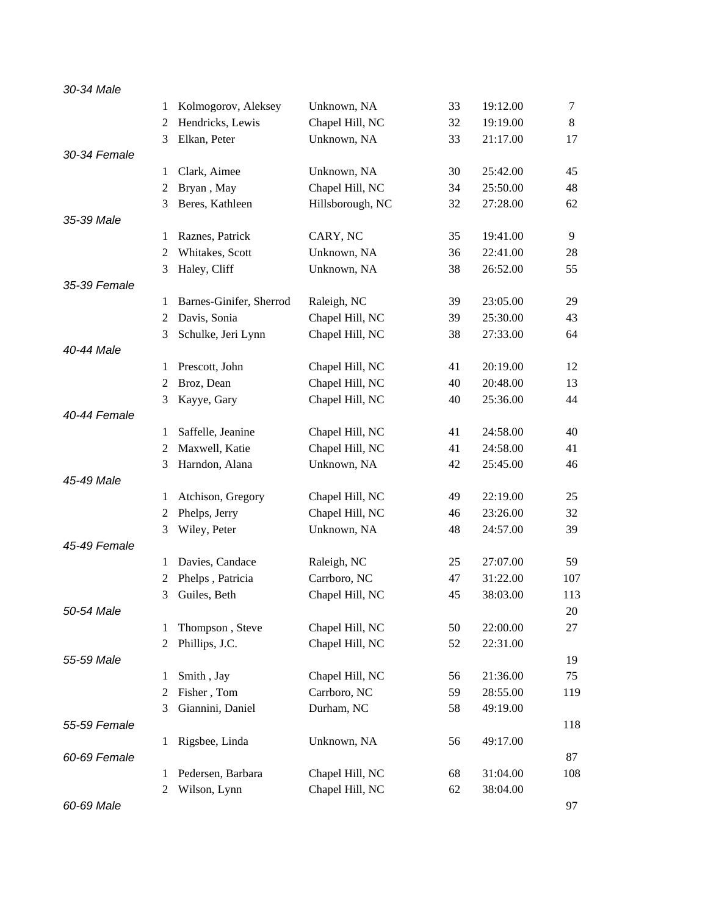| Category | Place | Name | City | Age | Time | Overall |
|---|---|---|---|---|---|---|
| *30-34 Male* | | | | | | |
| | 1 | Kolmogorov, Aleksey | Unknown, NA | 33 | 19:12.00 | 7 |
| | 2 | Hendricks, Lewis | Chapel Hill, NC | 32 | 19:19.00 | 8 |
| | 3 | Elkan, Peter | Unknown, NA | 33 | 21:17.00 | 17 |
| *30-34 Female* | | | | | | |
| | 1 | Clark, Aimee | Unknown, NA | 30 | 25:42.00 | 45 |
| | 2 | Bryan , May | Chapel Hill, NC | 34 | 25:50.00 | 48 |
| | 3 | Beres, Kathleen | Hillsborough, NC | 32 | 27:28.00 | 62 |
| *35-39 Male* | | | | | | |
| | 1 | Raznes, Patrick | CARY, NC | 35 | 19:41.00 | 9 |
| | 2 | Whitakes, Scott | Unknown, NA | 36 | 22:41.00 | 28 |
| | 3 | Haley, Cliff | Unknown, NA | 38 | 26:52.00 | 55 |
| *35-39 Female* | | | | | | |
| | 1 | Barnes-Ginifer, Sherrod | Raleigh, NC | 39 | 23:05.00 | 29 |
| | 2 | Davis, Sonia | Chapel Hill, NC | 39 | 25:30.00 | 43 |
| | 3 | Schulke, Jeri Lynn | Chapel Hill, NC | 38 | 27:33.00 | 64 |
| *40-44 Male* | | | | | | |
| | 1 | Prescott, John | Chapel Hill, NC | 41 | 20:19.00 | 12 |
| | 2 | Broz, Dean | Chapel Hill, NC | 40 | 20:48.00 | 13 |
| | 3 | Kayye, Gary | Chapel Hill, NC | 40 | 25:36.00 | 44 |
| *40-44 Female* | | | | | | |
| | 1 | Saffelle, Jeanine | Chapel Hill, NC | 41 | 24:58.00 | 40 |
| | 2 | Maxwell, Katie | Chapel Hill, NC | 41 | 24:58.00 | 41 |
| | 3 | Harndon, Alana | Unknown, NA | 42 | 25:45.00 | 46 |
| *45-49 Male* | | | | | | |
| | 1 | Atchison, Gregory | Chapel Hill, NC | 49 | 22:19.00 | 25 |
| | 2 | Phelps, Jerry | Chapel Hill, NC | 46 | 23:26.00 | 32 |
| | 3 | Wiley, Peter | Unknown, NA | 48 | 24:57.00 | 39 |
| *45-49 Female* | | | | | | |
| | 1 | Davies, Candace | Raleigh, NC | 25 | 27:07.00 | 59 |
| | 2 | Phelps , Patricia | Carrboro, NC | 47 | 31:22.00 | 107 |
| | 3 | Guiles, Beth | Chapel Hill, NC | 45 | 38:03.00 | 113 |
| *50-54 Male* | | | | | | 20 |
| | 1 | Thompson , Steve | Chapel Hill, NC | 50 | 22:00.00 | 27 |
| | 2 | Phillips, J.C. | Chapel Hill, NC | 52 | 22:31.00 | |
| *55-59 Male* | | | | | | 19 |
| | 1 | Smith , Jay | Chapel Hill, NC | 56 | 21:36.00 | 75 |
| | 2 | Fisher , Tom | Carrboro, NC | 59 | 28:55.00 | 119 |
| | 3 | Giannini, Daniel | Durham, NC | 58 | 49:19.00 | |
| *55-59 Female* | | | | | | 118 |
| | 1 | Rigsbee, Linda | Unknown, NA | 56 | 49:17.00 | |
| *60-69 Female* | | | | | | 87 |
| | 1 | Pedersen, Barbara | Chapel Hill, NC | 68 | 31:04.00 | 108 |
| | 2 | Wilson, Lynn | Chapel Hill, NC | 62 | 38:04.00 | |
| *60-69 Male* | | | | | | 97 |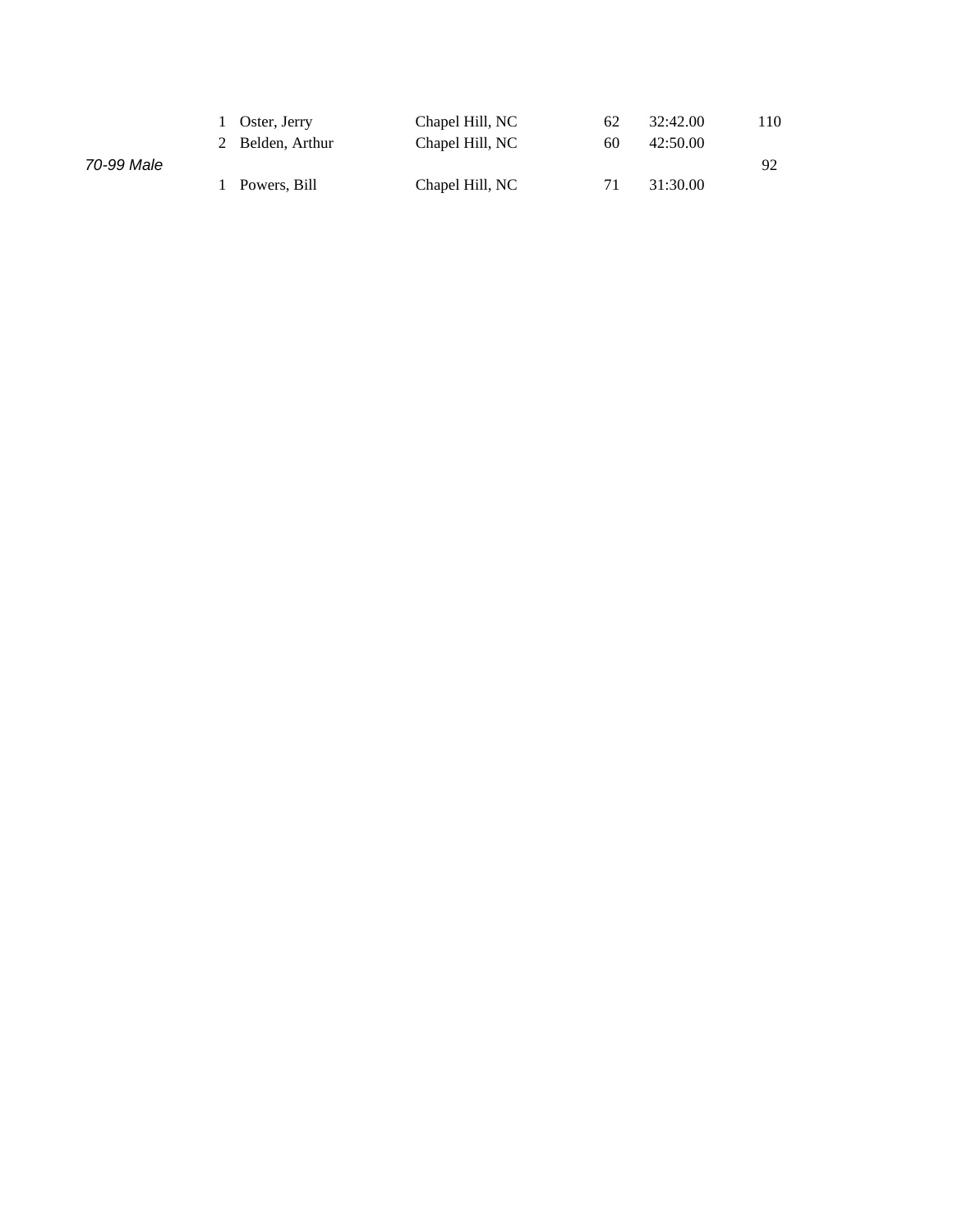| | | | | | | |
|---|---|---|---|---|---|---|
| | 1 | Oster, Jerry | Chapel Hill, NC | 62 | 32:42.00 | 110 |
| | 2 | Belden, Arthur | Chapel Hill, NC | 60 | 42:50.00 | |
| *70-99 Male* | | | | | | 92 |
| | 1 | Powers, Bill | Chapel Hill, NC | 71 | 31:30.00 | |